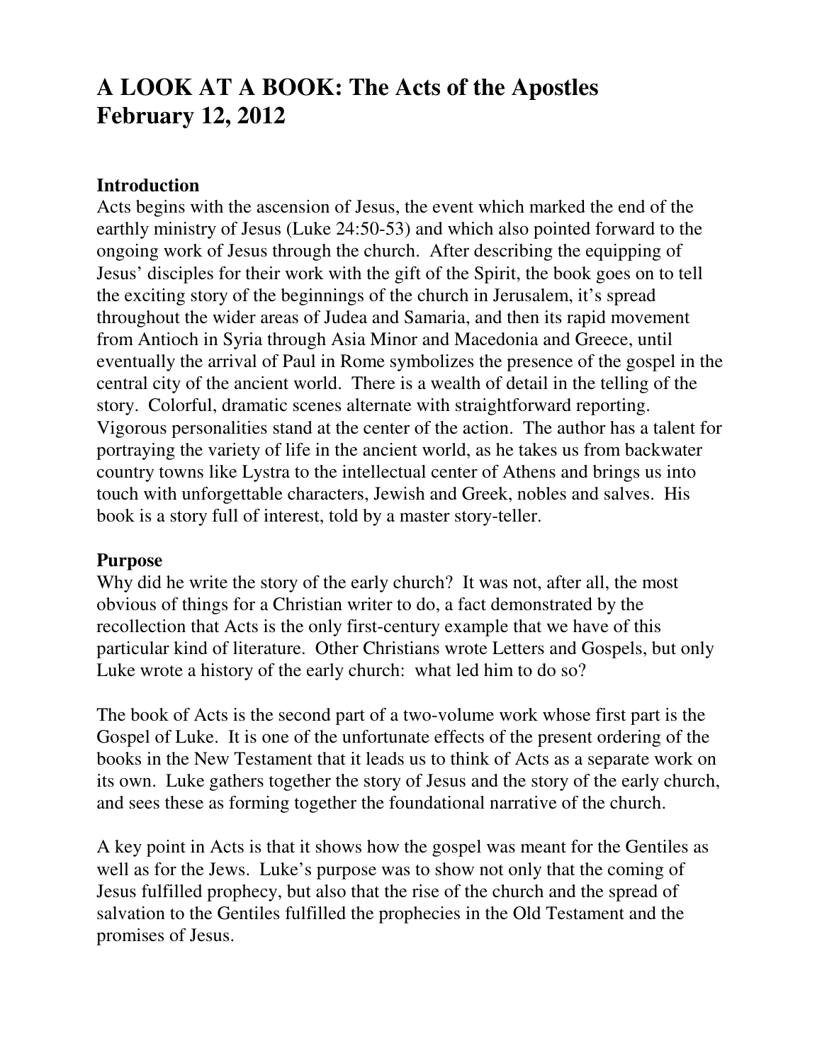# A LOOK AT A BOOK: The Acts of the Apostles
# February 12, 2012

**Introduction**
Acts begins with the ascension of Jesus, the event which marked the end of the earthly ministry of Jesus (Luke 24:50-53) and which also pointed forward to the ongoing work of Jesus through the church. After describing the equipping of Jesus' disciples for their work with the gift of the Spirit, the book goes on to tell the exciting story of the beginnings of the church in Jerusalem, it's spread throughout the wider areas of Judea and Samaria, and then its rapid movement from Antioch in Syria through Asia Minor and Macedonia and Greece, until eventually the arrival of Paul in Rome symbolizes the presence of the gospel in the central city of the ancient world. There is a wealth of detail in the telling of the story. Colorful, dramatic scenes alternate with straightforward reporting. Vigorous personalities stand at the center of the action. The author has a talent for portraying the variety of life in the ancient world, as he takes us from backwater country towns like Lystra to the intellectual center of Athens and brings us into touch with unforgettable characters, Jewish and Greek, nobles and salves. His book is a story full of interest, told by a master story-teller.

**Purpose**
Why did he write the story of the early church? It was not, after all, the most obvious of things for a Christian writer to do, a fact demonstrated by the recollection that Acts is the only first-century example that we have of this particular kind of literature. Other Christians wrote Letters and Gospels, but only Luke wrote a history of the early church: what led him to do so?

The book of Acts is the second part of a two-volume work whose first part is the Gospel of Luke. It is one of the unfortunate effects of the present ordering of the books in the New Testament that it leads us to think of Acts as a separate work on its own. Luke gathers together the story of Jesus and the story of the early church, and sees these as forming together the foundational narrative of the church.

A key point in Acts is that it shows how the gospel was meant for the Gentiles as well as for the Jews. Luke's purpose was to show not only that the coming of Jesus fulfilled prophecy, but also that the rise of the church and the spread of salvation to the Gentiles fulfilled the prophecies in the Old Testament and the promises of Jesus.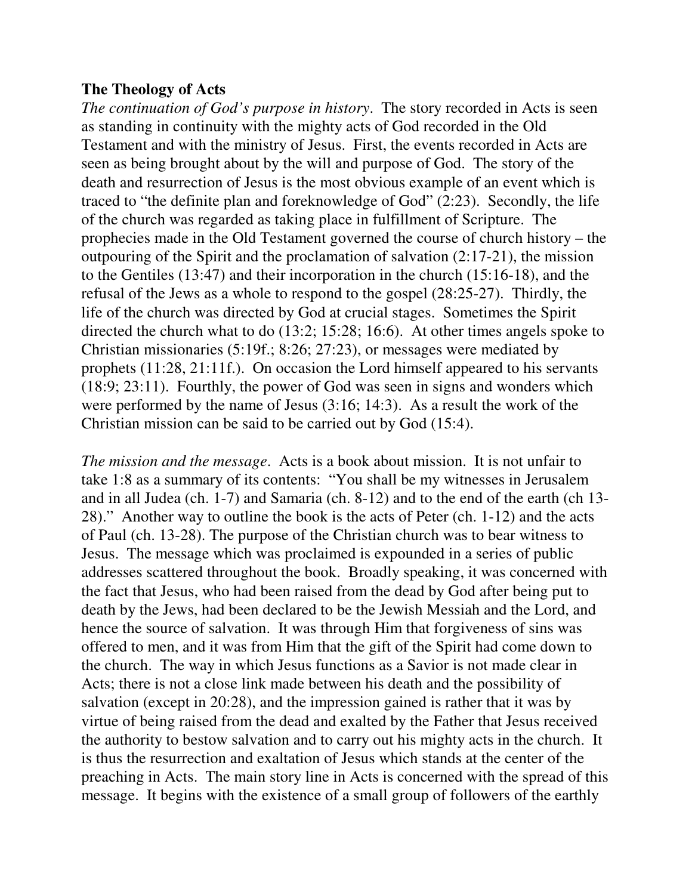**The Theology of Acts**

*The continuation of God's purpose in history*. The story recorded in Acts is seen as standing in continuity with the mighty acts of God recorded in the Old Testament and with the ministry of Jesus. First, the events recorded in Acts are seen as being brought about by the will and purpose of God. The story of the death and resurrection of Jesus is the most obvious example of an event which is traced to "the definite plan and foreknowledge of God" (2:23). Secondly, the life of the church was regarded as taking place in fulfillment of Scripture. The prophecies made in the Old Testament governed the course of church history – the outpouring of the Spirit and the proclamation of salvation (2:17-21), the mission to the Gentiles (13:47) and their incorporation in the church (15:16-18), and the refusal of the Jews as a whole to respond to the gospel (28:25-27). Thirdly, the life of the church was directed by God at crucial stages. Sometimes the Spirit directed the church what to do (13:2; 15:28; 16:6). At other times angels spoke to Christian missionaries (5:19f.; 8:26; 27:23), or messages were mediated by prophets (11:28, 21:11f.). On occasion the Lord himself appeared to his servants (18:9; 23:11). Fourthly, the power of God was seen in signs and wonders which were performed by the name of Jesus (3:16; 14:3). As a result the work of the Christian mission can be said to be carried out by God (15:4).

*The mission and the message*. Acts is a book about mission. It is not unfair to take 1:8 as a summary of its contents: "You shall be my witnesses in Jerusalem and in all Judea (ch. 1-7) and Samaria (ch. 8-12) and to the end of the earth (ch 13-28)." Another way to outline the book is the acts of Peter (ch. 1-12) and the acts of Paul (ch. 13-28). The purpose of the Christian church was to bear witness to Jesus. The message which was proclaimed is expounded in a series of public addresses scattered throughout the book. Broadly speaking, it was concerned with the fact that Jesus, who had been raised from the dead by God after being put to death by the Jews, had been declared to be the Jewish Messiah and the Lord, and hence the source of salvation. It was through Him that forgiveness of sins was offered to men, and it was from Him that the gift of the Spirit had come down to the church. The way in which Jesus functions as a Savior is not made clear in Acts; there is not a close link made between his death and the possibility of salvation (except in 20:28), and the impression gained is rather that it was by virtue of being raised from the dead and exalted by the Father that Jesus received the authority to bestow salvation and to carry out his mighty acts in the church. It is thus the resurrection and exaltation of Jesus which stands at the center of the preaching in Acts. The main story line in Acts is concerned with the spread of this message. It begins with the existence of a small group of followers of the earthly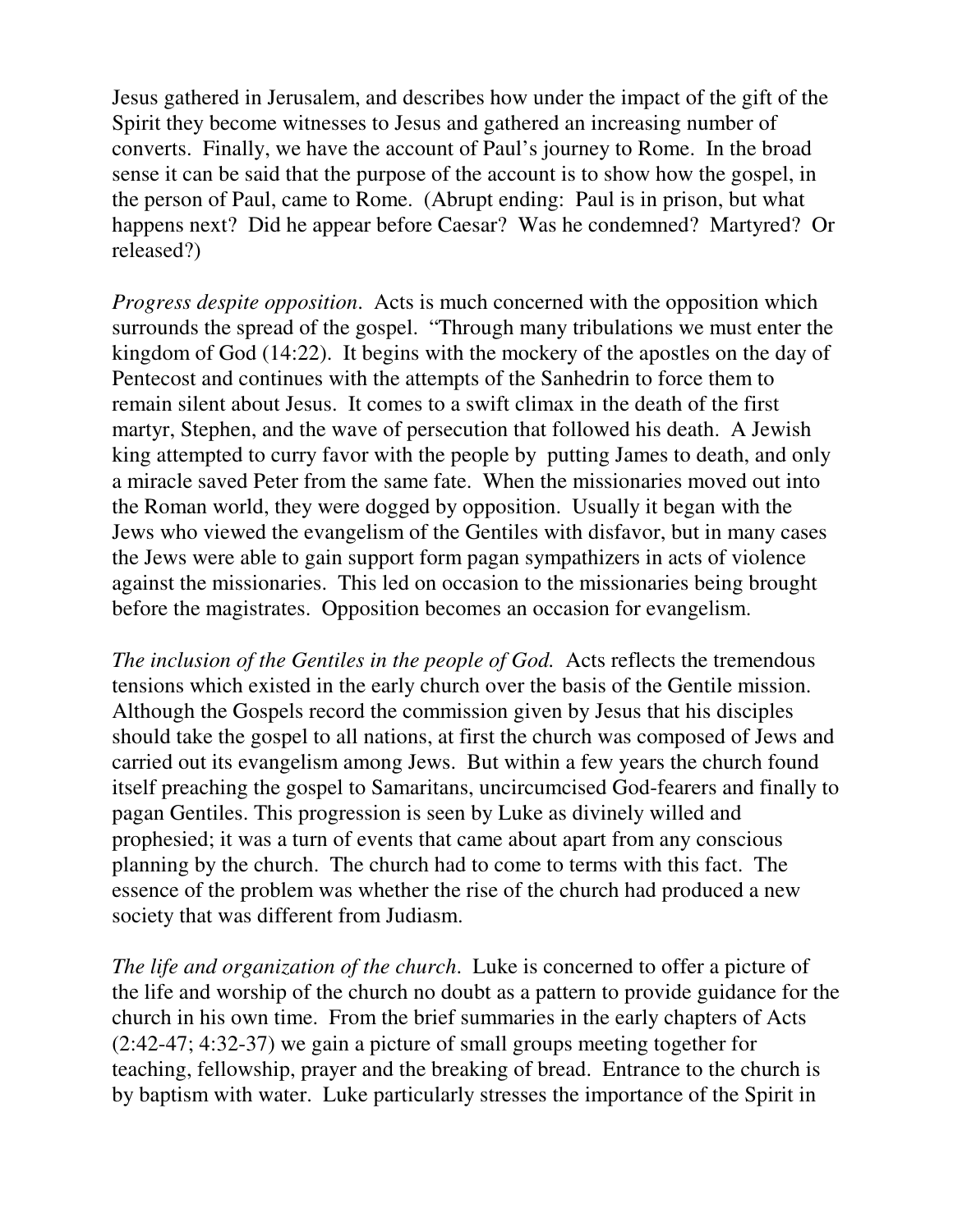Jesus gathered in Jerusalem, and describes how under the impact of the gift of the Spirit they become witnesses to Jesus and gathered an increasing number of converts. Finally, we have the account of Paul's journey to Rome. In the broad sense it can be said that the purpose of the account is to show how the gospel, in the person of Paul, came to Rome. (Abrupt ending: Paul is in prison, but what happens next? Did he appear before Caesar? Was he condemned? Martyred? Or released?)

*Progress despite opposition*. Acts is much concerned with the opposition which surrounds the spread of the gospel. "Through many tribulations we must enter the kingdom of God (14:22). It begins with the mockery of the apostles on the day of Pentecost and continues with the attempts of the Sanhedrin to force them to remain silent about Jesus. It comes to a swift climax in the death of the first martyr, Stephen, and the wave of persecution that followed his death. A Jewish king attempted to curry favor with the people by putting James to death, and only a miracle saved Peter from the same fate. When the missionaries moved out into the Roman world, they were dogged by opposition. Usually it began with the Jews who viewed the evangelism of the Gentiles with disfavor, but in many cases the Jews were able to gain support form pagan sympathizers in acts of violence against the missionaries. This led on occasion to the missionaries being brought before the magistrates. Opposition becomes an occasion for evangelism.

*The inclusion of the Gentiles in the people of God.* Acts reflects the tremendous tensions which existed in the early church over the basis of the Gentile mission. Although the Gospels record the commission given by Jesus that his disciples should take the gospel to all nations, at first the church was composed of Jews and carried out its evangelism among Jews. But within a few years the church found itself preaching the gospel to Samaritans, uncircumcised God-fearers and finally to pagan Gentiles. This progression is seen by Luke as divinely willed and prophesied; it was a turn of events that came about apart from any conscious planning by the church. The church had to come to terms with this fact. The essence of the problem was whether the rise of the church had produced a new society that was different from Judiasm.

*The life and organization of the church*. Luke is concerned to offer a picture of the life and worship of the church no doubt as a pattern to provide guidance for the church in his own time. From the brief summaries in the early chapters of Acts (2:42-47; 4:32-37) we gain a picture of small groups meeting together for teaching, fellowship, prayer and the breaking of bread. Entrance to the church is by baptism with water. Luke particularly stresses the importance of the Spirit in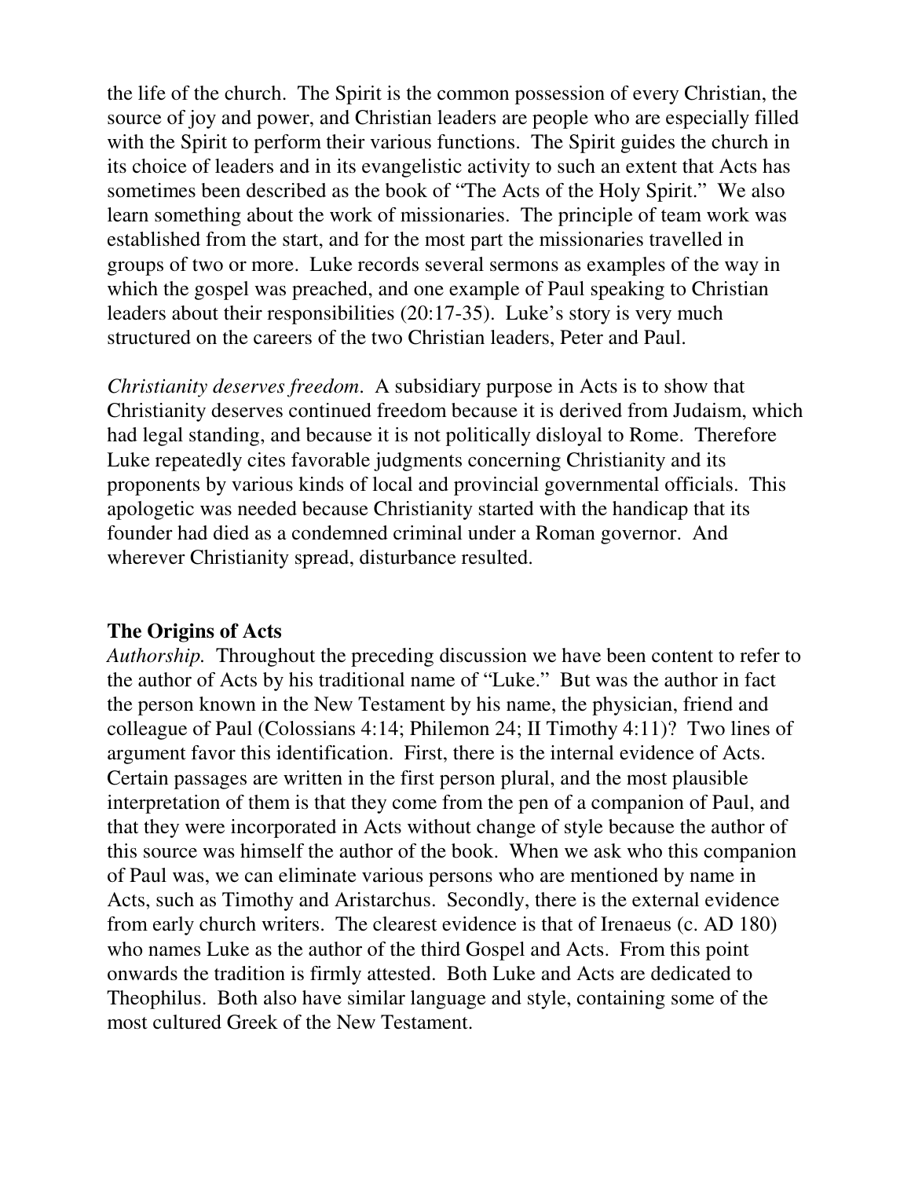the life of the church. The Spirit is the common possession of every Christian, the source of joy and power, and Christian leaders are people who are especially filled with the Spirit to perform their various functions. The Spirit guides the church in its choice of leaders and in its evangelistic activity to such an extent that Acts has sometimes been described as the book of "The Acts of the Holy Spirit." We also learn something about the work of missionaries. The principle of team work was established from the start, and for the most part the missionaries travelled in groups of two or more. Luke records several sermons as examples of the way in which the gospel was preached, and one example of Paul speaking to Christian leaders about their responsibilities (20:17-35). Luke's story is very much structured on the careers of the two Christian leaders, Peter and Paul.

*Christianity deserves freedom*. A subsidiary purpose in Acts is to show that Christianity deserves continued freedom because it is derived from Judaism, which had legal standing, and because it is not politically disloyal to Rome. Therefore Luke repeatedly cites favorable judgments concerning Christianity and its proponents by various kinds of local and provincial governmental officials. This apologetic was needed because Christianity started with the handicap that its founder had died as a condemned criminal under a Roman governor. And wherever Christianity spread, disturbance resulted.

## The Origins of Acts

*Authorship.* Throughout the preceding discussion we have been content to refer to the author of Acts by his traditional name of "Luke." But was the author in fact the person known in the New Testament by his name, the physician, friend and colleague of Paul (Colossians 4:14; Philemon 24; II Timothy 4:11)? Two lines of argument favor this identification. First, there is the internal evidence of Acts. Certain passages are written in the first person plural, and the most plausible interpretation of them is that they come from the pen of a companion of Paul, and that they were incorporated in Acts without change of style because the author of this source was himself the author of the book. When we ask who this companion of Paul was, we can eliminate various persons who are mentioned by name in Acts, such as Timothy and Aristarchus. Secondly, there is the external evidence from early church writers. The clearest evidence is that of Irenaeus (c. AD 180) who names Luke as the author of the third Gospel and Acts. From this point onwards the tradition is firmly attested. Both Luke and Acts are dedicated to Theophilus. Both also have similar language and style, containing some of the most cultured Greek of the New Testament.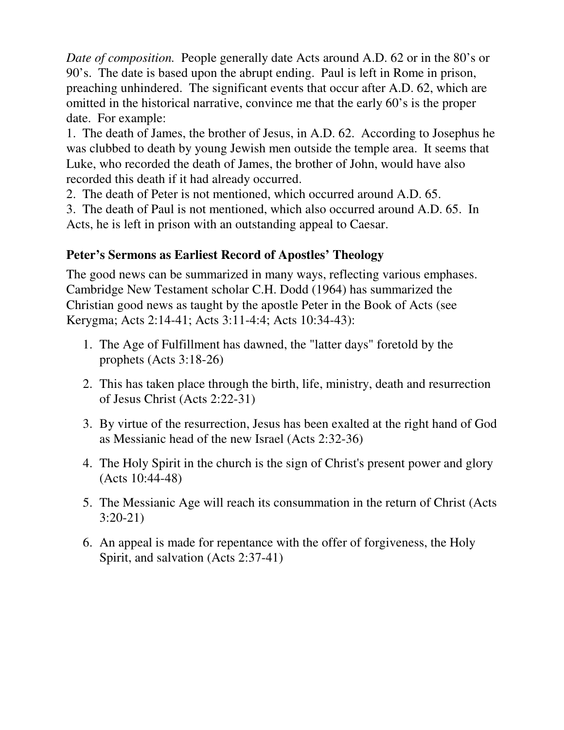*Date of composition.* People generally date Acts around A.D. 62 or in the 80's or 90's. The date is based upon the abrupt ending. Paul is left in Rome in prison, preaching unhindered. The significant events that occur after A.D. 62, which are omitted in the historical narrative, convince me that the early 60's is the proper date. For example:

1. The death of James, the brother of Jesus, in A.D. 62. According to Josephus he was clubbed to death by young Jewish men outside the temple area. It seems that Luke, who recorded the death of James, the brother of John, would have also recorded this death if it had already occurred.
2. The death of Peter is not mentioned, which occurred around A.D. 65.
3. The death of Paul is not mentioned, which also occurred around A.D. 65. In Acts, he is left in prison with an outstanding appeal to Caesar.

## Peter's Sermons as Earliest Record of Apostles' Theology

The good news can be summarized in many ways, reflecting various emphases. Cambridge New Testament scholar C.H. Dodd (1964) has summarized the Christian good news as taught by the apostle Peter in the Book of Acts (see Kerygma; Acts 2:14-41; Acts 3:11-4:4; Acts 10:34-43):

1. The Age of Fulfillment has dawned, the "latter days" foretold by the prophets (Acts 3:18-26)

2. This has taken place through the birth, life, ministry, death and resurrection of Jesus Christ (Acts 2:22-31)

3. By virtue of the resurrection, Jesus has been exalted at the right hand of God as Messianic head of the new Israel (Acts 2:32-36)

4. The Holy Spirit in the church is the sign of Christ's present power and glory (Acts 10:44-48)

5. The Messianic Age will reach its consummation in the return of Christ (Acts 3:20-21)

6. An appeal is made for repentance with the offer of forgiveness, the Holy Spirit, and salvation (Acts 2:37-41)